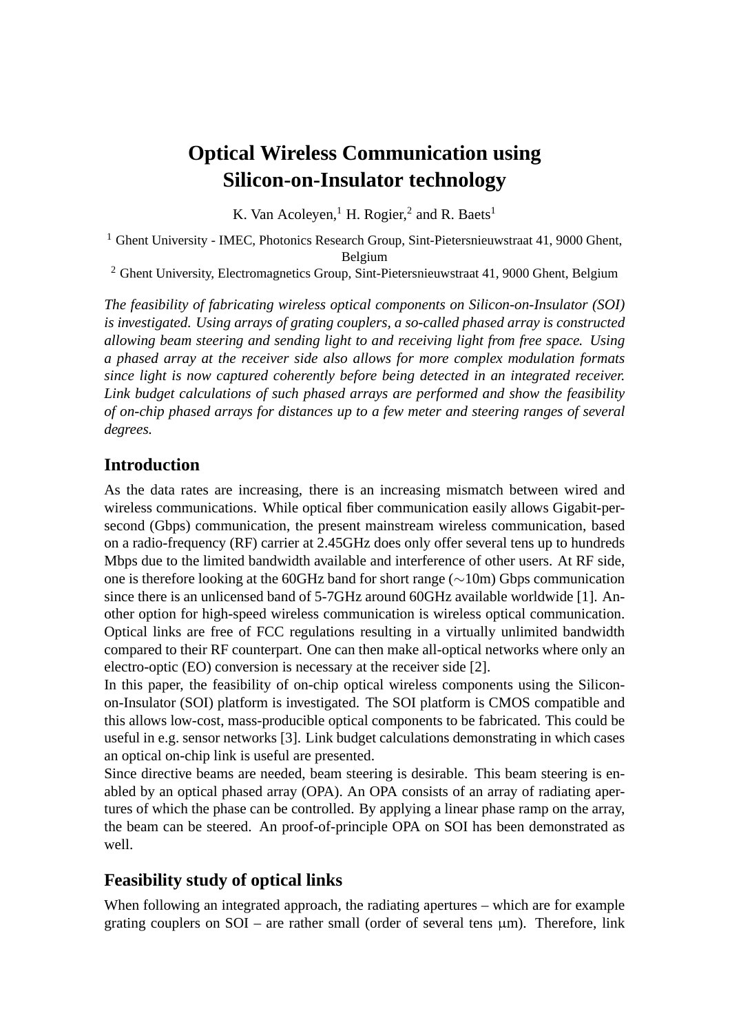# Optical Wireless Communication using Silicon-on-Insulator technology

K. Van Acoleyen,[1] H. Rogier,[2] and R. Baets[1]

[1] Ghent University - IMEC, Photonics Research Group, Sint-Pietersnieuwstraat 41, 9000 Ghent, Belgium

[2] Ghent University, Electromagnetics Group, Sint-Pietersnieuwstraat 41, 9000 Ghent, Belgium

*The feasibility of fabricating wireless optical components on Silicon-on-Insulator (SOI) is investigated. Using arrays of grating couplers, a so-called phased array is constructed allowing beam steering and sending light to and receiving light from free space. Using a phased array at the receiver side also allows for more complex modulation formats since light is now captured coherently before being detected in an integrated receiver. Link budget calculations of such phased arrays are performed and show the feasibility of on-chip phased arrays for distances up to a few meter and steering ranges of several degrees.*

## Introduction

As the data rates are increasing, there is an increasing mismatch between wired and wireless communications. While optical fiber communication easily allows Gigabit-per-second (Gbps) communication, the present mainstream wireless communication, based on a radio-frequency (RF) carrier at 2.45GHz does only offer several tens up to hundreds Mbps due to the limited bandwidth available and interference of other users. At RF side, one is therefore looking at the 60GHz band for short range ($\sim$10m) Gbps communication since there is an unlicensed band of 5-7GHz around 60GHz available worldwide [1]. Another option for high-speed wireless communication is wireless optical communication. Optical links are free of FCC regulations resulting in a virtually unlimited bandwidth compared to their RF counterpart. One can then make all-optical networks where only an electro-optic (EO) conversion is necessary at the receiver side [2].

In this paper, the feasibility of on-chip optical wireless components using the Silicon-on-Insulator (SOI) platform is investigated. The SOI platform is CMOS compatible and this allows low-cost, mass-producible optical components to be fabricated. This could be useful in e.g. sensor networks [3]. Link budget calculations demonstrating in which cases an optical on-chip link is useful are presented.

Since directive beams are needed, beam steering is desirable. This beam steering is enabled by an optical phased array (OPA). An OPA consists of an array of radiating apertures of which the phase can be controlled. By applying a linear phase ramp on the array, the beam can be steered. An proof-of-principle OPA on SOI has been demonstrated as well.

## Feasibility study of optical links

When following an integrated approach, the radiating apertures – which are for example grating couplers on SOI – are rather small (order of several tens μm). Therefore, link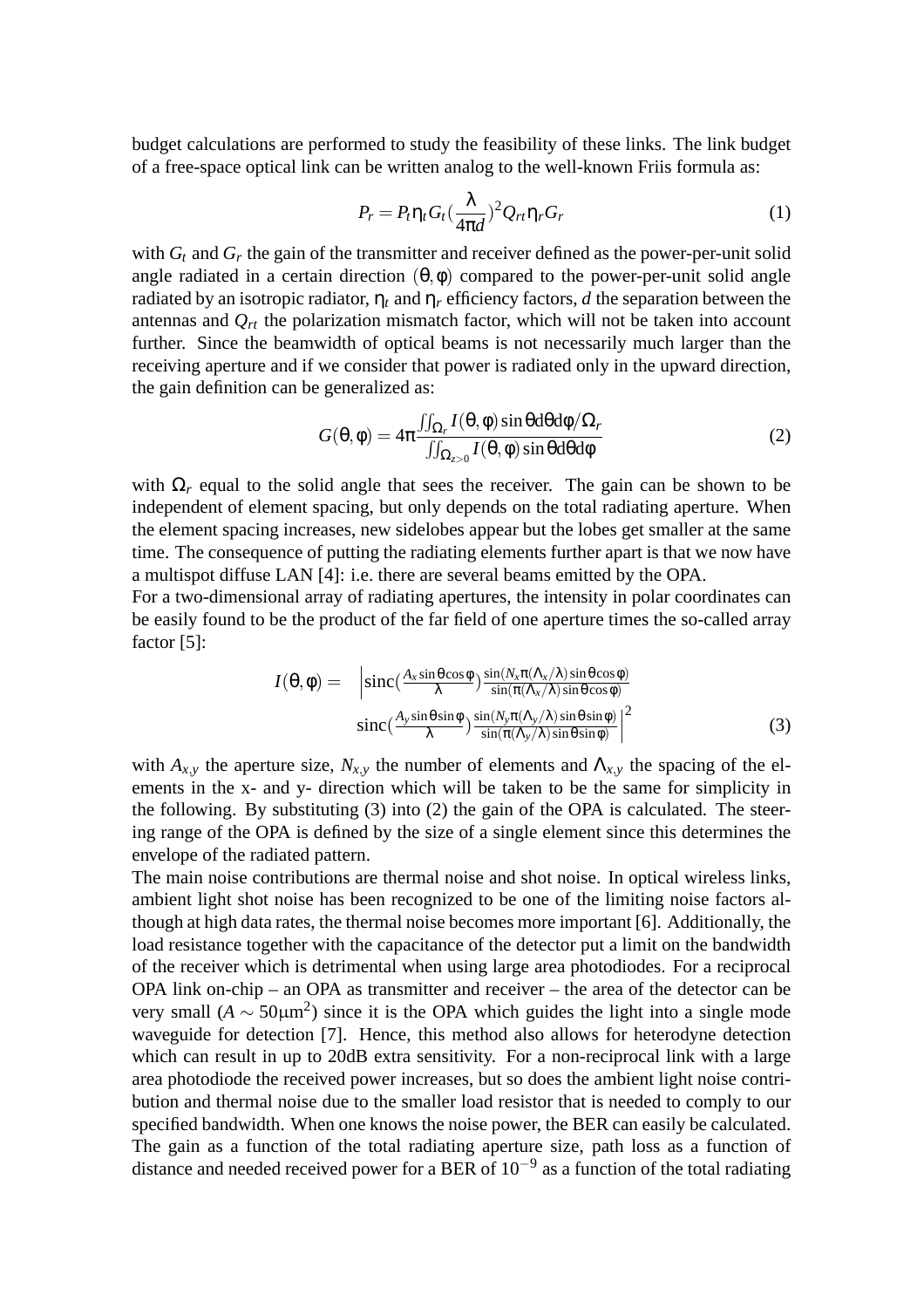budget calculations are performed to study the feasibility of these links. The link budget of a free-space optical link can be written analog to the well-known Friis formula as:

$$P_r = P_t \eta_t G_t \left(\frac{\lambda}{4\pi d}\right)^2 Q_{rt} \eta_r G_r \tag{1}$$

with $G_t$ and $G_r$ the gain of the transmitter and receiver defined as the power-per-unit solid angle radiated in a certain direction $(\theta, \phi)$ compared to the power-per-unit solid angle radiated by an isotropic radiator, $\eta_t$ and $\eta_r$ efficiency factors, $d$ the separation between the antennas and $Q_{rt}$ the polarization mismatch factor, which will not be taken into account further. Since the beamwidth of optical beams is not necessarily much larger than the receiving aperture and if we consider that power is radiated only in the upward direction, the gain definition can be generalized as:

$$G(\theta, \phi) = 4\pi \frac{\iint_{\Omega_r} I(\theta, \phi) \sin\theta d\theta d\phi / \Omega_r}{\iint_{\Omega_{z>0}} I(\theta, \phi) \sin\theta d\theta d\phi} \tag{2}$$

with $\Omega_r$ equal to the solid angle that sees the receiver. The gain can be shown to be independent of element spacing, but only depends on the total radiating aperture. When the element spacing increases, new sidelobes appear but the lobes get smaller at the same time. The consequence of putting the radiating elements further apart is that we now have a multispot diffuse LAN [4]: i.e. there are several beams emitted by the OPA.
For a two-dimensional array of radiating apertures, the intensity in polar coordinates can be easily found to be the product of the far field of one aperture times the so-called array factor [5]:

$$I(\theta, \phi) = \left| \mathrm{sinc}\left(\frac{A_x \sin\theta \cos\phi}{\lambda}\right) \frac{\sin(N_x \pi (\Lambda_x/\lambda) \sin\theta \cos\phi)}{\sin(\pi (\Lambda_x/\lambda) \sin\theta \cos\phi)} \right.$$
$$\left. \mathrm{sinc}\left(\frac{A_y \sin\theta \sin\phi}{\lambda}\right) \frac{\sin(N_y \pi (\Lambda_y/\lambda) \sin\theta \sin\phi)}{\sin(\pi (\Lambda_y/\lambda) \sin\theta \sin\phi)} \right|^2 \tag{3}$$

with $A_{x,y}$ the aperture size, $N_{x,y}$ the number of elements and $\Lambda_{x,y}$ the spacing of the elements in the x- and y- direction which will be taken to be the same for simplicity in the following. By substituting (3) into (2) the gain of the OPA is calculated. The steering range of the OPA is defined by the size of a single element since this determines the envelope of the radiated pattern.
The main noise contributions are thermal noise and shot noise. In optical wireless links, ambient light shot noise has been recognized to be one of the limiting noise factors although at high data rates, the thermal noise becomes more important [6]. Additionally, the load resistance together with the capacitance of the detector put a limit on the bandwidth of the receiver which is detrimental when using large area photodiodes. For a reciprocal OPA link on-chip – an OPA as transmitter and receiver – the area of the detector can be very small ($A \sim 50\mu\mathrm{m}^2$) since it is the OPA which guides the light into a single mode waveguide for detection [7]. Hence, this method also allows for heterodyne detection which can result in up to 20dB extra sensitivity. For a non-reciprocal link with a large area photodiode the received power increases, but so does the ambient light noise contribution and thermal noise due to the smaller load resistor that is needed to comply to our specified bandwidth. When one knows the noise power, the BER can easily be calculated. The gain as a function of the total radiating aperture size, path loss as a function of distance and needed received power for a BER of $10^{-9}$ as a function of the total radiating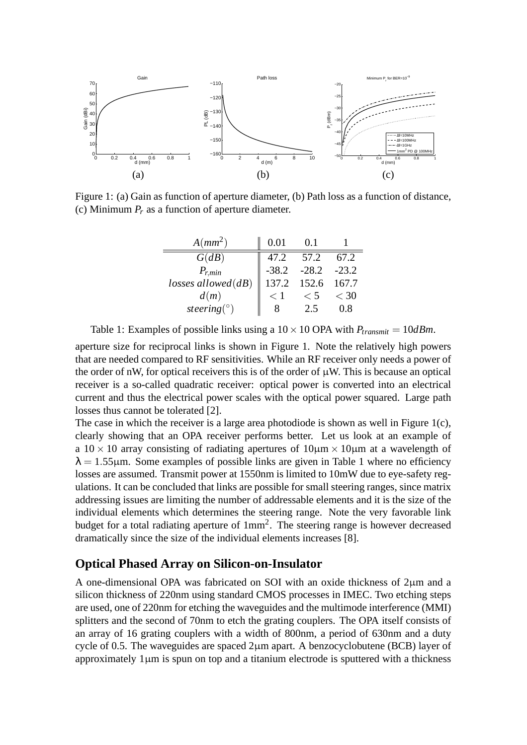Figure 1: (a) Gain as function of aperture diameter, (b) Path loss as a function of distance, (c) Minimum $P_r$ as a function of aperture diameter.

| $A(mm^2)$ | 0.01 | 0.1 | 1 |
|---|---|---|---|
| $G(dB)$ | 47.2 | 57.2 | 67.2 |
| $P_{r,min}$ | -38.2 | -28.2 | -23.2 |
| $losses\ allowed(dB)$ | 137.2 | 152.6 | 167.7 |
| $d(m)$ | $< 1$ | $< 5$ | $< 30$ |
| $steering(^\circ)$ | 8 | 2.5 | 0.8 |

Table 1: Examples of possible links using a $10 \times 10$ OPA with $P_{transmit} = 10dBm$.

aperture size for reciprocal links is shown in Figure 1. Note the relatively high powers that are needed compared to RF sensitivities. While an RF receiver only needs a power of the order of nW, for optical receivers this is of the order of μW. This is because an optical receiver is a so-called quadratic receiver: optical power is converted into an electrical current and thus the electrical power scales with the optical power squared. Large path losses thus cannot be tolerated [2].

The case in which the receiver is a large area photodiode is shown as well in Figure 1(c), clearly showing that an OPA receiver performs better. Let us look at an example of a $10 \times 10$ array consisting of radiating apertures of $10\mu m \times 10\mu m$ at a wavelength of $\lambda = 1.55\mu m$. Some examples of possible links are given in Table 1 where no efficiency losses are assumed. Transmit power at 1550nm is limited to 10mW due to eye-safety regulations. It can be concluded that links are possible for small steering ranges, since matrix addressing issues are limiting the number of addressable elements and it is the size of the individual elements which determines the steering range. Note the very favorable link budget for a total radiating aperture of $1mm^2$. The steering range is however decreased dramatically since the size of the individual elements increases [8].

## Optical Phased Array on Silicon-on-Insulator

A one-dimensional OPA was fabricated on SOI with an oxide thickness of 2μm and a silicon thickness of 220nm using standard CMOS processes in IMEC. Two etching steps are used, one of 220nm for etching the waveguides and the multimode interference (MMI) splitters and the second of 70nm to etch the grating couplers. The OPA itself consists of an array of 16 grating couplers with a width of 800nm, a period of 630nm and a duty cycle of 0.5. The waveguides are spaced 2μm apart. A benzocyclobutene (BCB) layer of approximately 1μm is spun on top and a titanium electrode is sputtered with a thickness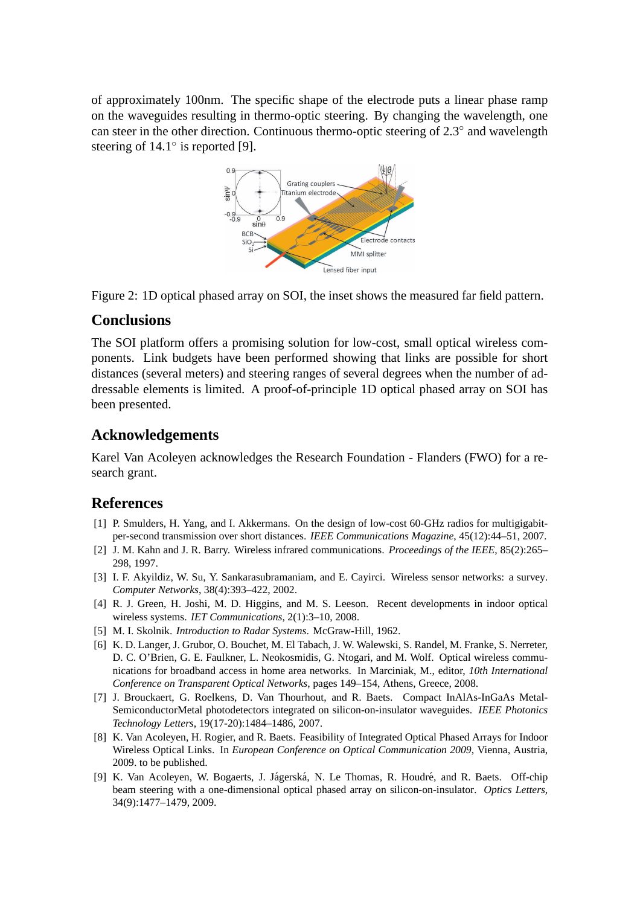of approximately 100nm. The specific shape of the electrode puts a linear phase ramp on the waveguides resulting in thermo-optic steering. By changing the wavelength, one can steer in the other direction. Continuous thermo-optic steering of 2.3° and wavelength steering of 14.1° is reported [9].

0.9
sinψ
0
-0.9
-0.9
0
0.9
sinθ
Grating couplers
Titanium electrode
ψ θ
BCB
$SiO_2$
Si
Electrode contacts
MMI splitter
Lensed fiber input

Figure 2: 1D optical phased array on SOI, the inset shows the measured far field pattern.

## Conclusions

The SOI platform offers a promising solution for low-cost, small optical wireless components. Link budgets have been performed showing that links are possible for short distances (several meters) and steering ranges of several degrees when the number of addressable elements is limited. A proof-of-principle 1D optical phased array on SOI has been presented.

## Acknowledgements

Karel Van Acoleyen acknowledges the Research Foundation - Flanders (FWO) for a research grant.

## References

[1] P. Smulders, H. Yang, and I. Akkermans. On the design of low-cost 60-GHz radios for multigigabit-per-second transmission over short distances. *IEEE Communications Magazine*, 45(12):44–51, 2007.

[2] J. M. Kahn and J. R. Barry. Wireless infrared communications. *Proceedings of the IEEE*, 85(2):265–298, 1997.

[3] I. F. Akyildiz, W. Su, Y. Sankarasubramaniam, and E. Cayirci. Wireless sensor networks: a survey. *Computer Networks*, 38(4):393–422, 2002.

[4] R. J. Green, H. Joshi, M. D. Higgins, and M. S. Leeson. Recent developments in indoor optical wireless systems. *IET Communications*, 2(1):3–10, 2008.

[5] M. I. Skolnik. *Introduction to Radar Systems*. McGraw-Hill, 1962.

[6] K. D. Langer, J. Grubor, O. Bouchet, M. El Tabach, J. W. Walewski, S. Randel, M. Franke, S. Nerreter, D. C. O'Brien, G. E. Faulkner, L. Neokosmidis, G. Ntogari, and M. Wolf. Optical wireless communications for broadband access in home area networks. In Marciniak, M., editor, *10th International Conference on Transparent Optical Networks*, pages 149–154, Athens, Greece, 2008.

[7] J. Brouckaert, G. Roelkens, D. Van Thourhout, and R. Baets. Compact InAlAs-InGaAs Metal-SemiconductorMetal photodetectors integrated on silicon-on-insulator waveguides. *IEEE Photonics Technology Letters*, 19(17-20):1484–1486, 2007.

[8] K. Van Acoleyen, H. Rogier, and R. Baets. Feasibility of Integrated Optical Phased Arrays for Indoor Wireless Optical Links. In *European Conference on Optical Communication 2009*, Vienna, Austria, 2009. to be published.

[9] K. Van Acoleyen, W. Bogaerts, J. Jágerská, N. Le Thomas, R. Houdré, and R. Baets. Off-chip beam steering with a one-dimensional optical phased array on silicon-on-insulator. *Optics Letters*, 34(9):1477–1479, 2009.